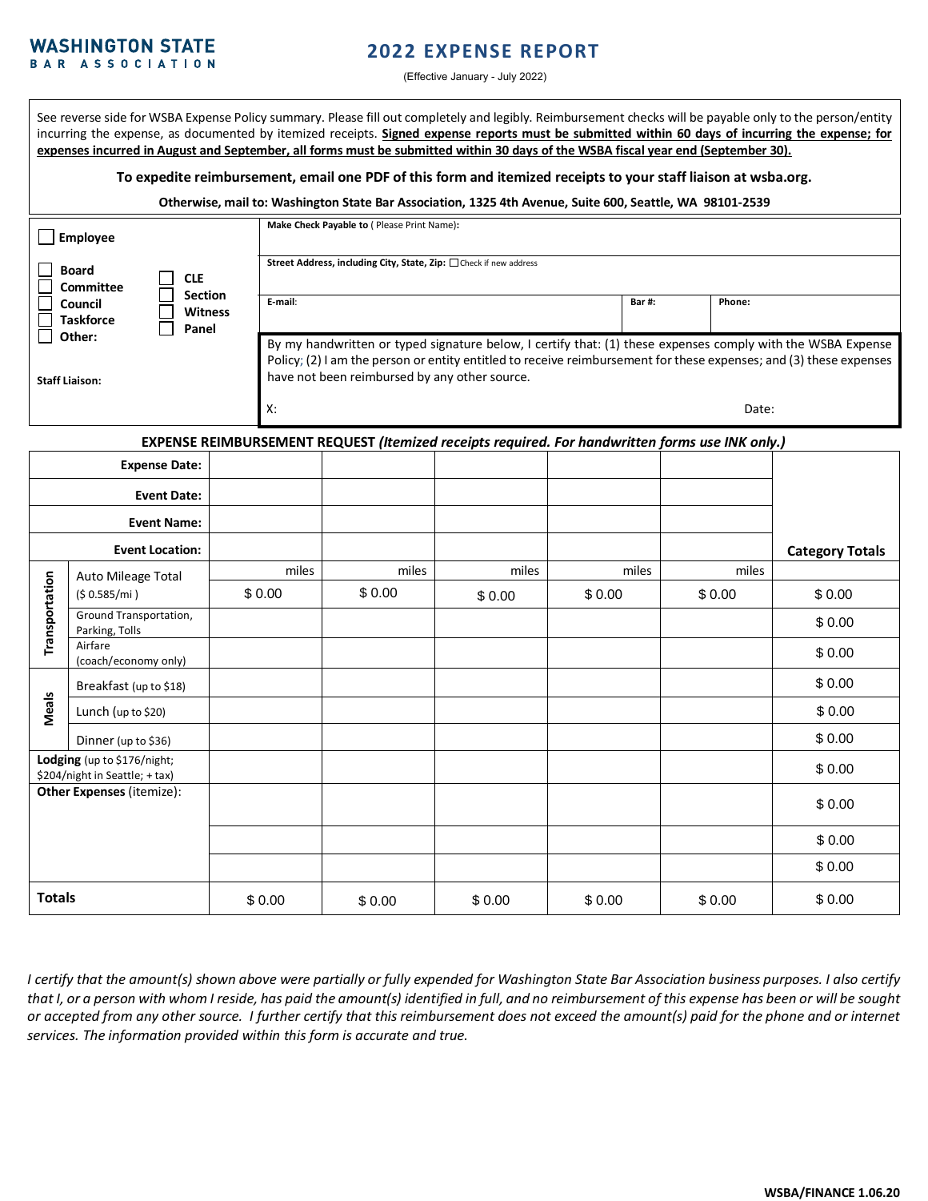**WASHINGTON STATE BAR ASSOCIATION**

# 2022 EXPENSE REPORT

(Effective January - July 2022)

See reverse side for WSBA Expense Policy summary. Please fill out completely and legibly. Reimbursement checks will be payable only to the person/entity incurring the expense, as documented by itemized receipts. **Signed expense reports must be submitted within 60 days of incurring the expense; for expenses incurred in August and September, all forms must be submitted within 30 days of the WSBA fiscal year end (September 30).**

**To expedite reimbursement, email one PDF of this form and itemized receipts to your staff liaison at wsba.org.**

**Otherwise, mail to: Washington State Bar Association, 1325 4th Avenue, Suite 600, Seattle, WA 98101-2539**

| | |
|---|---|
| ☐ **Employee** | **Make Check Payable to** ( Please Print Name)**:** |
| ☐ **Board** ☐ **Committee** ☐ **Council** ☐ **Taskforce** ☐ **Other:** ☐ **CLE** ☐ **Section** ☐ **Witness** ☐ **Panel** | **Street Address, including City, State, Zip:** ☐ Check if new address |
| | **E-mail**: **Bar #:** **Phone:** |
| **Staff Liaison:** | By my handwritten or typed signature below, I certify that: (1) these expenses comply with the WSBA Expense Policy; (2) I am the person or entity entitled to receive reimbursement for these expenses; and (3) these expenses have not been reimbursed by any other source. X: Date: |

**EXPENSE REIMBURSEMENT REQUEST** ***(Itemized receipts required. For handwritten forms use INK only.)***

| | | | | | | | |
|---|---|---|---|---|---|---|---|
| | **Expense Date:** | | | | | | |
| | **Event Date:** | | | | | | |
| | **Event Name:** | | | | | | |
| | **Event Location:** | | | | | | **Category Totals** |
| Transportation | Auto Mileage Total | miles | miles | miles | miles | miles | |
| | ($ 0.585/mi ) | $ 0.00 | $ 0.00 | $ 0.00 | $ 0.00 | $ 0.00 | $ 0.00 |
| | Ground Transportation, Parking, Tolls | | | | | | $ 0.00 |
| | Airfare (coach/economy only) | | | | | | $ 0.00 |
| Meals | Breakfast (up to $18) | | | | | | $ 0.00 |
| | Lunch (up to $20) | | | | | | $ 0.00 |
| | Dinner (up to $36) | | | | | | $ 0.00 |
| **Lodging** (up to $176/night; $204/night in Seattle; + tax) | | | | | | | $ 0.00 |
| **Other Expenses** (itemize): | | | | | | | $ 0.00 |
| | | | | | | | $ 0.00 |
| | | | | | | | $ 0.00 |
| **Totals** | | $ 0.00 | $ 0.00 | $ 0.00 | $ 0.00 | $ 0.00 | $ 0.00 |

*I certify that the amount(s) shown above were partially or fully expended for Washington State Bar Association business purposes. I also certify that I, or a person with whom I reside, has paid the amount(s) identified in full, and no reimbursement of this expense has been or will be sought or accepted from any other source. I further certify that this reimbursement does not exceed the amount(s) paid for the phone and or internet services. The information provided within this form is accurate and true.*

**WSBA/FINANCE 1.06.20**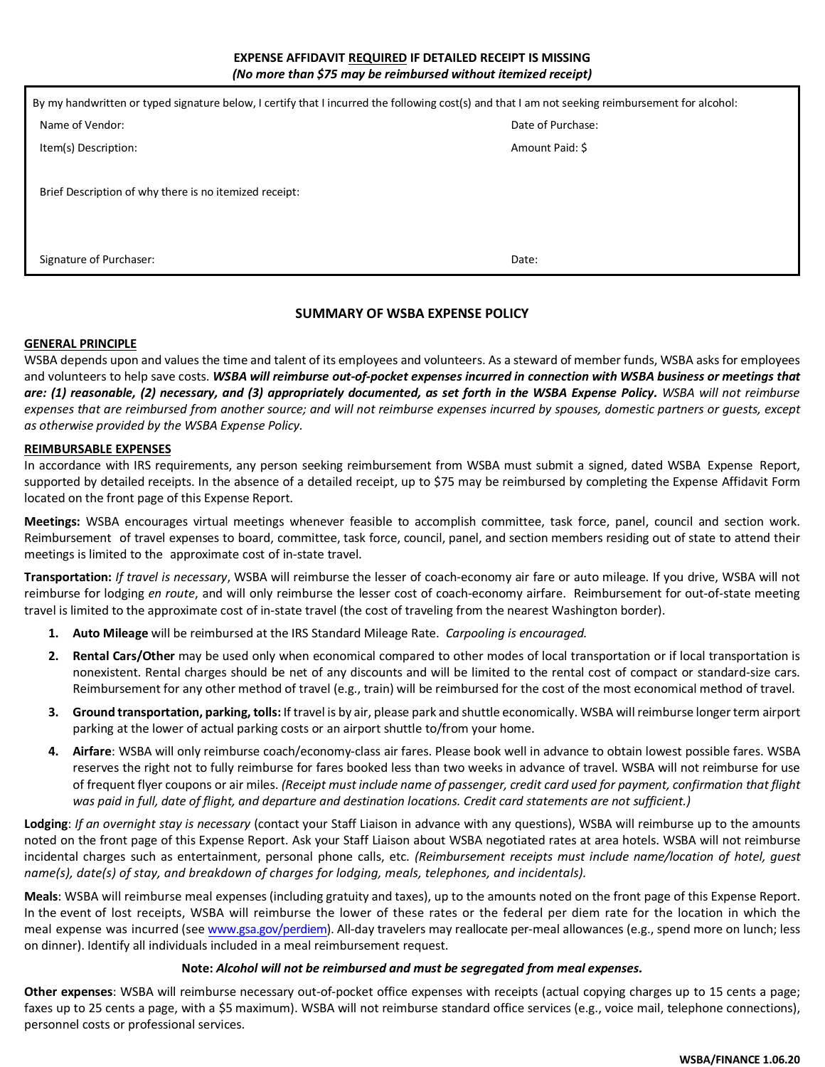**EXPENSE AFFIDAVIT <u>REQUIRED</u> IF DETAILED RECEIPT IS MISSING**
***(No more than $75 may be reimbursed without itemized receipt)***

By my handwritten or typed signature below, I certify that I incurred the following cost(s) and that I am not seeking reimbursement for alcohol:

| | |
|---|---|
| Name of Vendor: | Date of Purchase: |
| Item(s) Description: | Amount Paid: $ |
| Brief Description of why there is no itemized receipt: | |
| Signature of Purchaser: | Date: |

## SUMMARY OF WSBA EXPENSE POLICY

**<u>GENERAL PRINCIPLE</u>**

WSBA depends upon and values the time and talent of its employees and volunteers. As a steward of member funds, WSBA asks for employees and volunteers to help save costs. ***WSBA will reimburse out-of-pocket expenses incurred in connection with WSBA business or meetings that are: (1) reasonable, (2) necessary, and (3) appropriately documented, as set forth in the WSBA Expense Policy.*** *WSBA will not reimburse expenses that are reimbursed from another source; and will not reimburse expenses incurred by spouses, domestic partners or guests, except as otherwise provided by the WSBA Expense Policy.*

**<u>REIMBURSABLE EXPENSES</u>**

In accordance with IRS requirements, any person seeking reimbursement from WSBA must submit a signed, dated WSBA Expense Report, supported by detailed receipts. In the absence of a detailed receipt, up to $75 may be reimbursed by completing the Expense Affidavit Form located on the front page of this Expense Report.

**Meetings:** WSBA encourages virtual meetings whenever feasible to accomplish committee, task force, panel, council and section work. Reimbursement of travel expenses to board, committee, task force, council, panel, and section members residing out of state to attend their meetings is limited to the approximate cost of in-state travel.

**Transportation:** *If travel is necessary*, WSBA will reimburse the lesser of coach-economy air fare or auto mileage. If you drive, WSBA will not reimburse for lodging *en route*, and will only reimburse the lesser cost of coach-economy airfare. Reimbursement for out-of-state meeting travel is limited to the approximate cost of in-state travel (the cost of traveling from the nearest Washington border).

1. **Auto Mileage** will be reimbursed at the IRS Standard Mileage Rate. *Carpooling is encouraged.*
2. **Rental Cars/Other** may be used only when economical compared to other modes of local transportation or if local transportation is nonexistent. Rental charges should be net of any discounts and will be limited to the rental cost of compact or standard-size cars. Reimbursement for any other method of travel (e.g., train) will be reimbursed for the cost of the most economical method of travel.
3. **Ground transportation, parking, tolls:** If travel is by air, please park and shuttle economically. WSBA will reimburse longer term airport parking at the lower of actual parking costs or an airport shuttle to/from your home.
4. **Airfare**: WSBA will only reimburse coach/economy-class air fares. Please book well in advance to obtain lowest possible fares. WSBA reserves the right not to fully reimburse for fares booked less than two weeks in advance of travel. WSBA will not reimburse for use of frequent flyer coupons or air miles. *(Receipt must include name of passenger, credit card used for payment, confirmation that flight was paid in full, date of flight, and departure and destination locations. Credit card statements are not sufficient.)*

**Lodging**: *If an overnight stay is necessary* (contact your Staff Liaison in advance with any questions), WSBA will reimburse up to the amounts noted on the front page of this Expense Report. Ask your Staff Liaison about WSBA negotiated rates at area hotels. WSBA will not reimburse incidental charges such as entertainment, personal phone calls, etc. *(Reimbursement receipts must include name/location of hotel, guest name(s), date(s) of stay, and breakdown of charges for lodging, meals, telephones, and incidentals).*

**Meals**: WSBA will reimburse meal expenses (including gratuity and taxes), up to the amounts noted on the front page of this Expense Report. In the event of lost receipts, WSBA will reimburse the lower of these rates or the federal per diem rate for the location in which the meal expense was incurred (see [www.gsa.gov/perdiem](http://www.gsa.gov/perdiem)). All-day travelers may reallocate per-meal allowances (e.g., spend more on lunch; less on dinner). Identify all individuals included in a meal reimbursement request.

**Note:** ***Alcohol will not be reimbursed and must be segregated from meal expenses.***

**Other expenses**: WSBA will reimburse necessary out-of-pocket office expenses with receipts (actual copying charges up to 15 cents a page; faxes up to 25 cents a page, with a $5 maximum). WSBA will not reimburse standard office services (e.g., voice mail, telephone connections), personnel costs or professional services.

**WSBA/FINANCE 1.06.20**